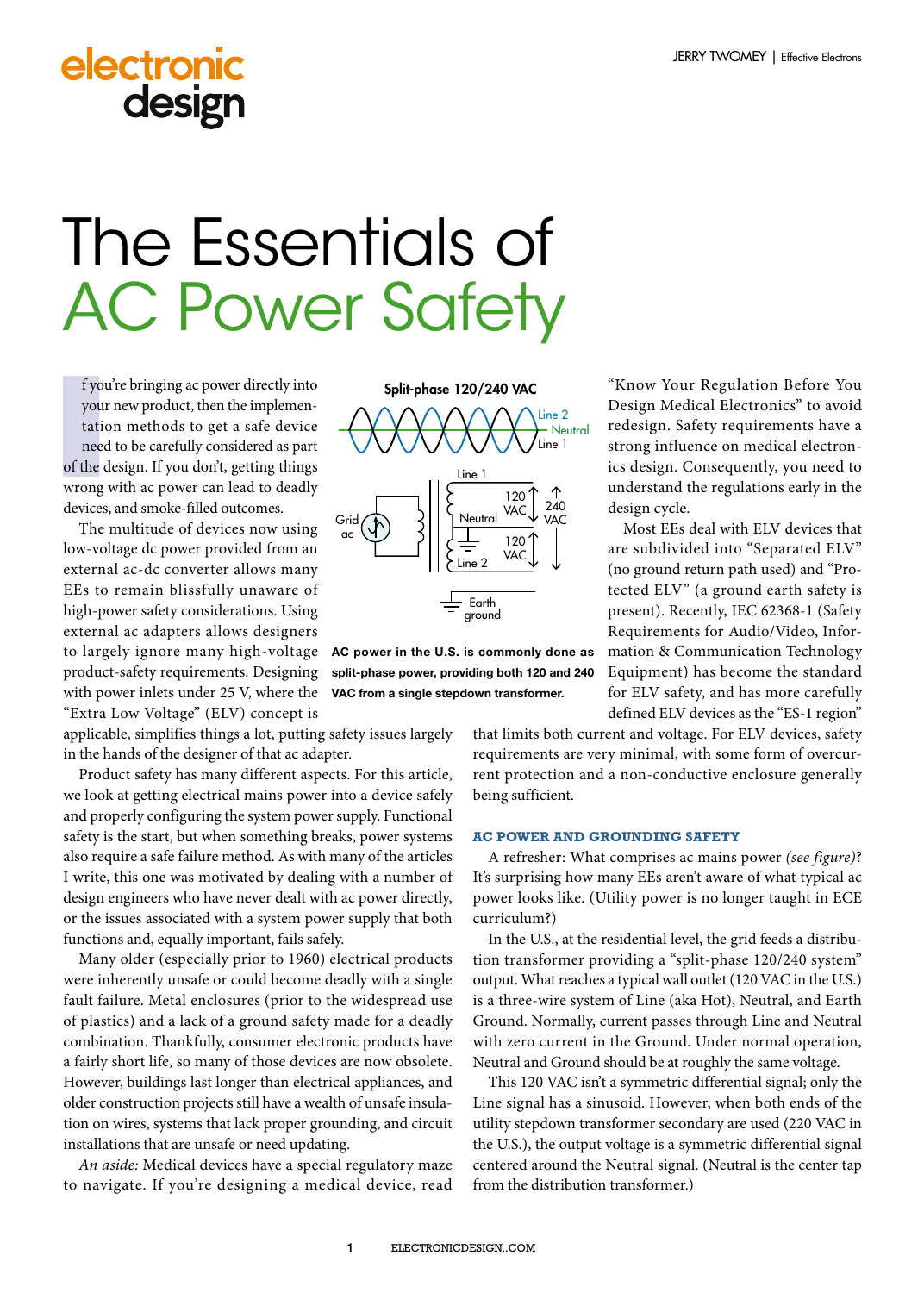# The Essentials of AC Power Safety

If you're bringing ac power directly into your new product, then the implementation methods to get a safe device need to be carefully considered as part of the design. If you don't, getting things wrong with ac power can lead to deadly devices, and smoke-filled outcomes.

The multitude of devices now using low-voltage dc power provided from an external ac-dc converter allows many EEs to remain blissfully unaware of high-power safety considerations. Using external ac adapters allows designers to largely ignore many high-voltage product-safety requirements. Designing with power inlets under 25 V, where the "Extra Low Voltage" (ELV) concept is applicable, simplifies things a lot, putting safety issues largely in the hands of the designer of that ac adapter.

Product safety has many different aspects. For this article, we look at getting electrical mains power into a device safely and properly configuring the system power supply. Functional safety is the start, but when something breaks, power systems also require a safe failure method. As with many of the articles I write, this one was motivated by dealing with a number of design engineers who have never dealt with ac power directly, or the issues associated with a system power supply that both functions and, equally important, fails safely.

Many older (especially prior to 1960) electrical products were inherently unsafe or could become deadly with a single fault failure. Metal enclosures (prior to the widespread use of plastics) and a lack of a ground safety made for a deadly combination. Thankfully, consumer electronic products have a fairly short life, so many of those devices are now obsolete. However, buildings last longer than electrical appliances, and older construction projects still have a wealth of unsafe insulation on wires, systems that lack proper grounding, and circuit installations that are unsafe or need updating.

*An aside:* Medical devices have a special regulatory maze to navigate. If you're designing a medical device, read "Know Your Regulation Before You Design Medical Electronics" to avoid redesign. Safety requirements have a strong influence on medical electronics design. Consequently, you need to understand the regulations early in the design cycle.

Most EEs deal with ELV devices that are subdivided into "Separated ELV" (no ground return path used) and "Protected ELV" (a ground earth safety is present). Recently, IEC 62368-1 (Safety Requirements for Audio/Video, Information & Communication Technology Equipment) has become the standard for ELV safety, and has more carefully defined ELV devices as the "ES-1 region" that limits both current and voltage. For ELV devices, safety requirements are very minimal, with some form of overcurrent protection and a non-conductive enclosure generally being sufficient.

**Split-phase 120/240 VAC**

Line 2 / Neutral / Line 1

Grid ac — Line 1 — 120 VAC — Neutral — 120 VAC — Line 2 — 240 VAC — Earth ground

**AC power in the U.S. is commonly done as split-phase power, providing both 120 and 240 VAC from a single stepdown transformer.**

## AC POWER AND GROUNDING SAFETY

A refresher: What comprises ac mains power *(see figure)*? It's surprising how many EEs aren't aware of what typical ac power looks like. (Utility power is no longer taught in ECE curriculum?)

In the U.S., at the residential level, the grid feeds a distribution transformer providing a "split-phase 120/240 system" output. What reaches a typical wall outlet (120 VAC in the U.S.) is a three-wire system of Line (aka Hot), Neutral, and Earth Ground. Normally, current passes through Line and Neutral with zero current in the Ground. Under normal operation, Neutral and Ground should be at roughly the same voltage.

This 120 VAC isn't a symmetric differential signal; only the Line signal has a sinusoid. However, when both ends of the utility stepdown transformer secondary are used (220 VAC in the U.S.), the output voltage is a symmetric differential signal centered around the Neutral signal. (Neutral is the center tap from the distribution transformer.)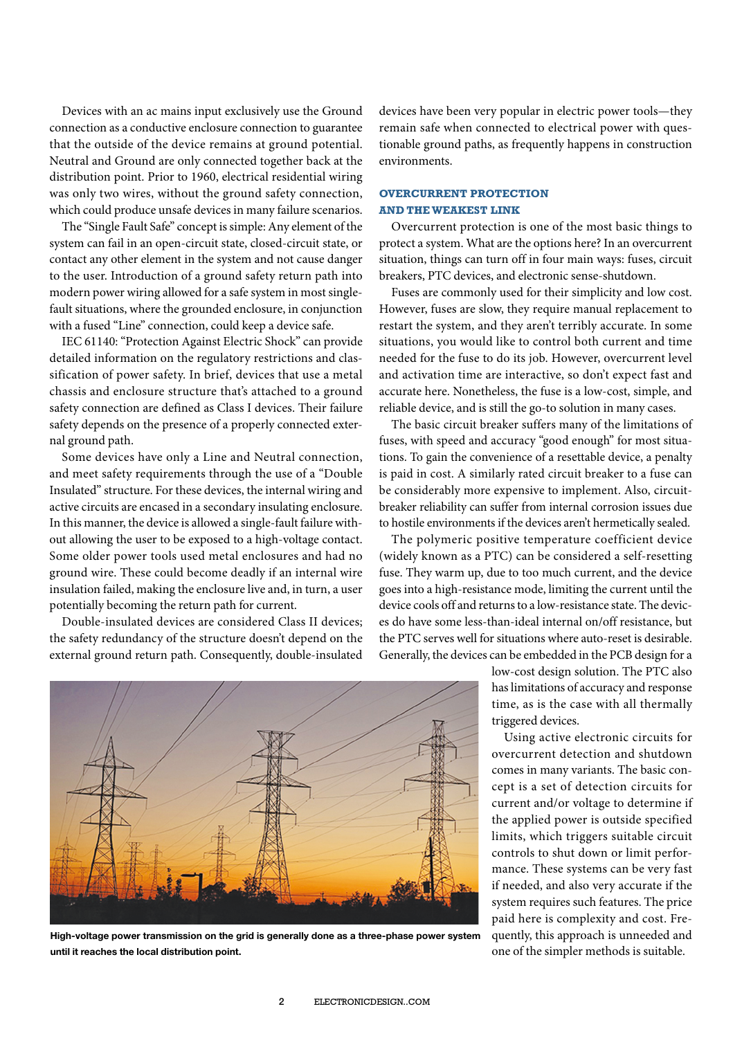Devices with an ac mains input exclusively use the Ground connection as a conductive enclosure connection to guarantee that the outside of the device remains at ground potential. Neutral and Ground are only connected together back at the distribution point. Prior to 1960, electrical residential wiring was only two wires, without the ground safety connection, which could produce unsafe devices in many failure scenarios.

The "Single Fault Safe" concept is simple: Any element of the system can fail in an open-circuit state, closed-circuit state, or contact any other element in the system and not cause danger to the user. Introduction of a ground safety return path into modern power wiring allowed for a safe system in most single-fault situations, where the grounded enclosure, in conjunction with a fused "Line" connection, could keep a device safe.

IEC 61140: "Protection Against Electric Shock" can provide detailed information on the regulatory restrictions and classification of power safety. In brief, devices that use a metal chassis and enclosure structure that's attached to a ground safety connection are defined as Class I devices. Their failure safety depends on the presence of a properly connected external ground path.

Some devices have only a Line and Neutral connection, and meet safety requirements through the use of a "Double Insulated" structure. For these devices, the internal wiring and active circuits are encased in a secondary insulating enclosure. In this manner, the device is allowed a single-fault failure without allowing the user to be exposed to a high-voltage contact. Some older power tools used metal enclosures and had no ground wire. These could become deadly if an internal wire insulation failed, making the enclosure live and, in turn, a user potentially becoming the return path for current.

Double-insulated devices are considered Class II devices; the safety redundancy of the structure doesn't depend on the external ground return path. Consequently, double-insulated devices have been very popular in electric power tools—they remain safe when connected to electrical power with questionable ground paths, as frequently happens in construction environments.

High-voltage power transmission on the grid is generally done as a three-phase power system until it reaches the local distribution point.

## OVERCURRENT PROTECTION AND THE WEAKEST LINK

Overcurrent protection is one of the most basic things to protect a system. What are the options here? In an overcurrent situation, things can turn off in four main ways: fuses, circuit breakers, PTC devices, and electronic sense-shutdown.

Fuses are commonly used for their simplicity and low cost. However, fuses are slow, they require manual replacement to restart the system, and they aren't terribly accurate. In some situations, you would like to control both current and time needed for the fuse to do its job. However, overcurrent level and activation time are interactive, so don't expect fast and accurate here. Nonetheless, the fuse is a low-cost, simple, and reliable device, and is still the go-to solution in many cases.

The basic circuit breaker suffers many of the limitations of fuses, with speed and accuracy "good enough" for most situations. To gain the convenience of a resettable device, a penalty is paid in cost. A similarly rated circuit breaker to a fuse can be considerably more expensive to implement. Also, circuit-breaker reliability can suffer from internal corrosion issues due to hostile environments if the devices aren't hermetically sealed.

The polymeric positive temperature coefficient device (widely known as a PTC) can be considered a self-resetting fuse. They warm up, due to too much current, and the device goes into a high-resistance mode, limiting the current until the device cools off and returns to a low-resistance state. The devices do have some less-than-ideal internal on/off resistance, but the PTC serves well for situations where auto-reset is desirable. Generally, the devices can be embedded in the PCB design for a low-cost design solution. The PTC also has limitations of accuracy and response time, as is the case with all thermally triggered devices.

Using active electronic circuits for overcurrent detection and shutdown comes in many variants. The basic concept is a set of detection circuits for current and/or voltage to determine if the applied power is outside specified limits, which triggers suitable circuit controls to shut down or limit performance. These systems can be very fast if needed, and also very accurate if the system requires such features. The price paid here is complexity and cost. Frequently, this approach is unneeded and one of the simpler methods is suitable.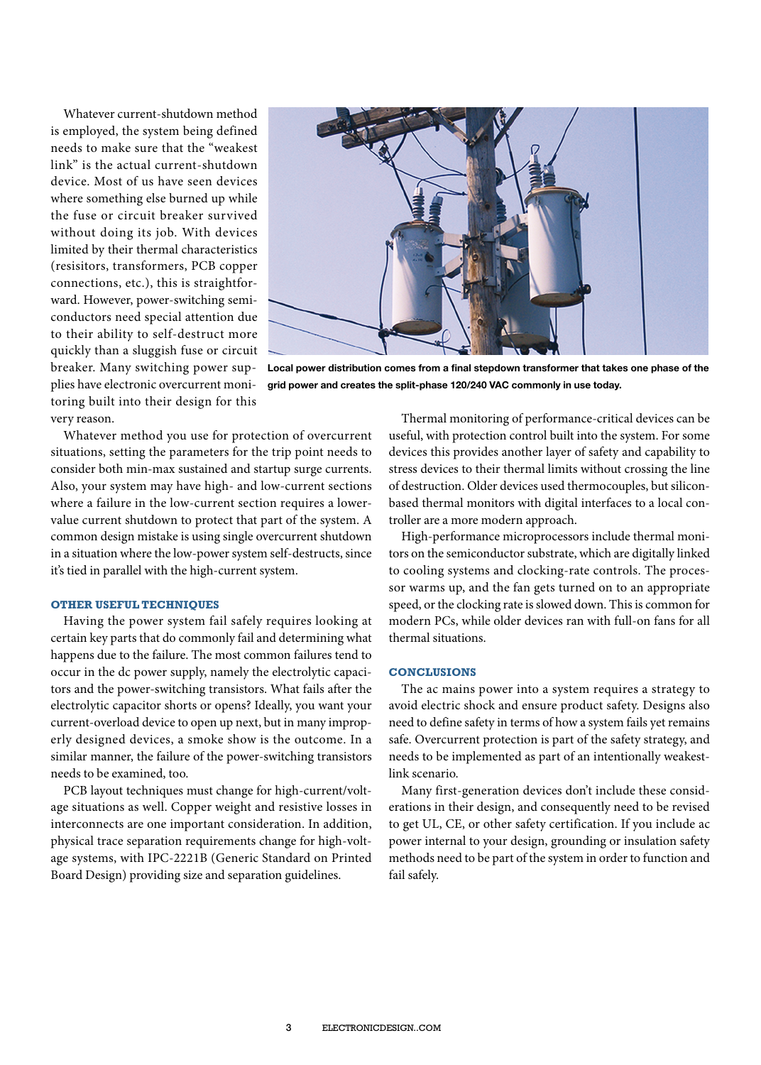Whatever current-shutdown method is employed, the system being defined needs to make sure that the "weakest link" is the actual current-shutdown device. Most of us have seen devices where something else burned up while the fuse or circuit breaker survived without doing its job. With devices limited by their thermal characteristics (resisitors, transformers, PCB copper connections, etc.), this is straightforward. However, power-switching semiconductors need special attention due to their ability to self-destruct more quickly than a sluggish fuse or circuit breaker. Many switching power supplies have electronic overcurrent monitoring built into their design for this very reason.

**Local power distribution comes from a final stepdown transformer that takes one phase of the grid power and creates the split-phase 120/240 VAC commonly in use today.**

Whatever method you use for protection of overcurrent situations, setting the parameters for the trip point needs to consider both min-max sustained and startup surge currents. Also, your system may have high- and low-current sections where a failure in the low-current section requires a lower-value current shutdown to protect that part of the system. A common design mistake is using single overcurrent shutdown in a situation where the low-power system self-destructs, since it's tied in parallel with the high-current system.

## OTHER USEFUL TECHNIQUES

Having the power system fail safely requires looking at certain key parts that do commonly fail and determining what happens due to the failure. The most common failures tend to occur in the dc power supply, namely the electrolytic capacitors and the power-switching transistors. What fails after the electrolytic capacitor shorts or opens? Ideally, you want your current-overload device to open up next, but in many improperly designed devices, a smoke show is the outcome. In a similar manner, the failure of the power-switching transistors needs to be examined, too.

PCB layout techniques must change for high-current/voltage situations as well. Copper weight and resistive losses in interconnects are one important consideration. In addition, physical trace separation requirements change for high-voltage systems, with IPC-2221B (Generic Standard on Printed Board Design) providing size and separation guidelines.

Thermal monitoring of performance-critical devices can be useful, with protection control built into the system. For some devices this provides another layer of safety and capability to stress devices to their thermal limits without crossing the line of destruction. Older devices used thermocouples, but silicon-based thermal monitors with digital interfaces to a local controller are a more modern approach.

High-performance microprocessors include thermal monitors on the semiconductor substrate, which are digitally linked to cooling systems and clocking-rate controls. The processor warms up, and the fan gets turned on to an appropriate speed, or the clocking rate is slowed down. This is common for modern PCs, while older devices ran with full-on fans for all thermal situations.

## CONCLUSIONS

The ac mains power into a system requires a strategy to avoid electric shock and ensure product safety. Designs also need to define safety in terms of how a system fails yet remains safe. Overcurrent protection is part of the safety strategy, and needs to be implemented as part of an intentionally weakest-link scenario.

Many first-generation devices don't include these considerations in their design, and consequently need to be revised to get UL, CE, or other safety certification. If you include ac power internal to your design, grounding or insulation safety methods need to be part of the system in order to function and fail safely.